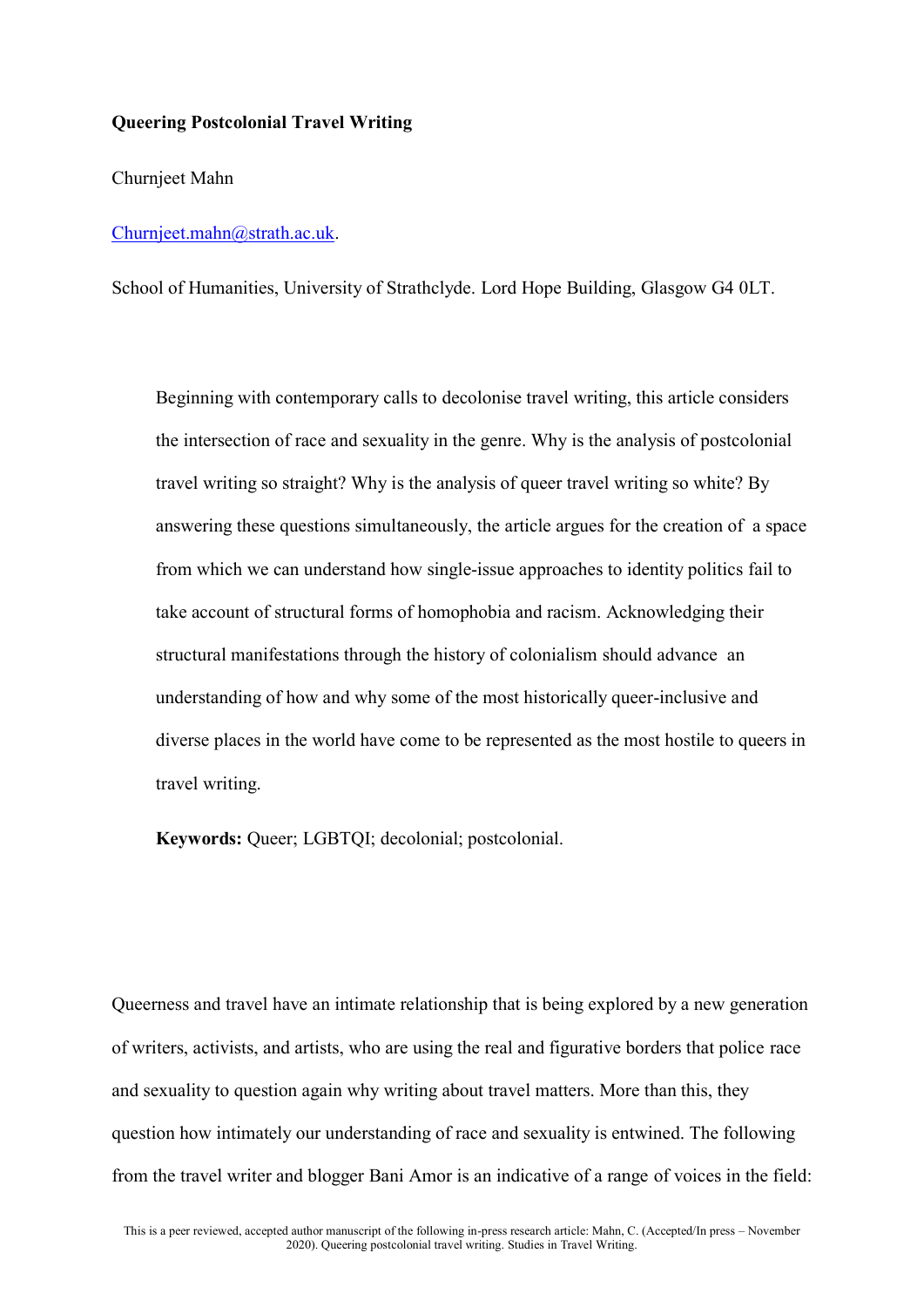**Queering Postcolonial Travel Writing**

Churnjeet Mahn

Churnjeet.mahn@strath.ac.uk.

School of Humanities, University of Strathclyde. Lord Hope Building, Glasgow G4 0LT.

> Beginning with contemporary calls to decolonise travel writing, this article considers the intersection of race and sexuality in the genre. Why is the analysis of postcolonial travel writing so straight? Why is the analysis of queer travel writing so white? By answering these questions simultaneously, the article argues for the creation of a space from which we can understand how single-issue approaches to identity politics fail to take account of structural forms of homophobia and racism. Acknowledging their structural manifestations through the history of colonialism should advance an understanding of how and why some of the most historically queer-inclusive and diverse places in the world have come to be represented as the most hostile to queers in travel writing.
>
> **Keywords:** Queer; LGBTQI; decolonial; postcolonial.

Queerness and travel have an intimate relationship that is being explored by a new generation of writers, activists, and artists, who are using the real and figurative borders that police race and sexuality to question again why writing about travel matters. More than this, they question how intimately our understanding of race and sexuality is entwined. The following from the travel writer and blogger Bani Amor is an indicative of a range of voices in the field:

This is a peer reviewed, accepted author manuscript of the following in-press research article: Mahn, C. (Accepted/In press – November 2020). Queering postcolonial travel writing. Studies in Travel Writing.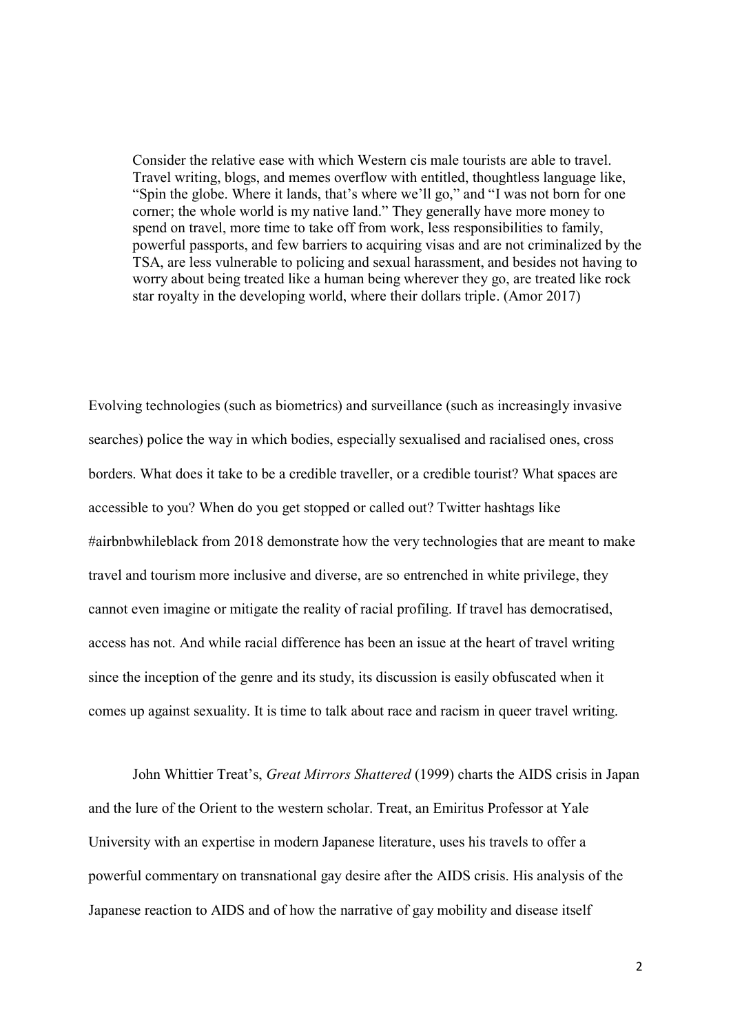> Consider the relative ease with which Western cis male tourists are able to travel. Travel writing, blogs, and memes overflow with entitled, thoughtless language like, "Spin the globe. Where it lands, that's where we'll go," and "I was not born for one corner; the whole world is my native land." They generally have more money to spend on travel, more time to take off from work, less responsibilities to family, powerful passports, and few barriers to acquiring visas and are not criminalized by the TSA, are less vulnerable to policing and sexual harassment, and besides not having to worry about being treated like a human being wherever they go, are treated like rock star royalty in the developing world, where their dollars triple. (Amor 2017)

Evolving technologies (such as biometrics) and surveillance (such as increasingly invasive searches) police the way in which bodies, especially sexualised and racialised ones, cross borders. What does it take to be a credible traveller, or a credible tourist? What spaces are accessible to you? When do you get stopped or called out? Twitter hashtags like #airbnbwhileblack from 2018 demonstrate how the very technologies that are meant to make travel and tourism more inclusive and diverse, are so entrenched in white privilege, they cannot even imagine or mitigate the reality of racial profiling. If travel has democratised, access has not. And while racial difference has been an issue at the heart of travel writing since the inception of the genre and its study, its discussion is easily obfuscated when it comes up against sexuality. It is time to talk about race and racism in queer travel writing.

John Whittier Treat's, *Great Mirrors Shattered* (1999) charts the AIDS crisis in Japan and the lure of the Orient to the western scholar. Treat, an Emiritus Professor at Yale University with an expertise in modern Japanese literature, uses his travels to offer a powerful commentary on transnational gay desire after the AIDS crisis. His analysis of the Japanese reaction to AIDS and of how the narrative of gay mobility and disease itself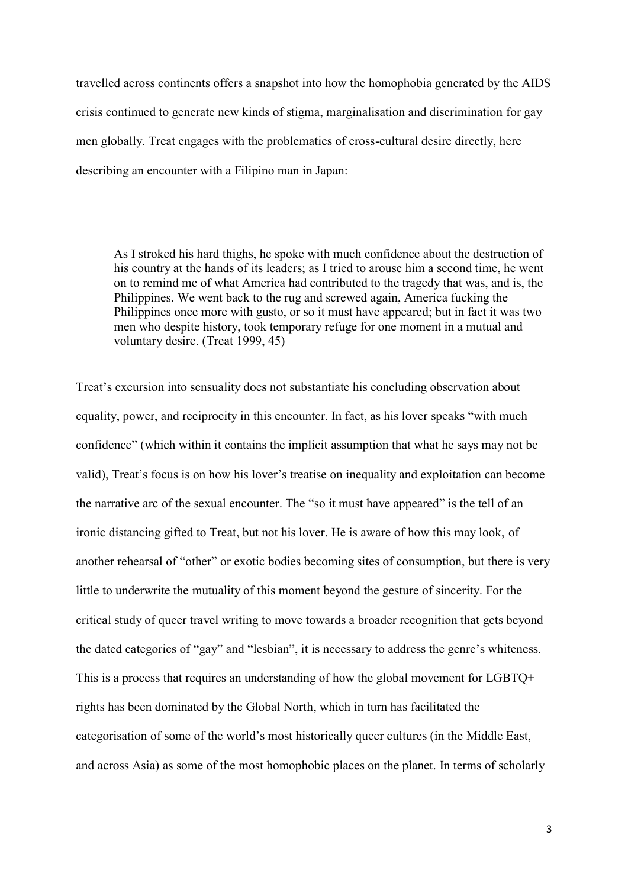travelled across continents offers a snapshot into how the homophobia generated by the AIDS crisis continued to generate new kinds of stigma, marginalisation and discrimination for gay men globally. Treat engages with the problematics of cross-cultural desire directly, here describing an encounter with a Filipino man in Japan:

> As I stroked his hard thighs, he spoke with much confidence about the destruction of his country at the hands of its leaders; as I tried to arouse him a second time, he went on to remind me of what America had contributed to the tragedy that was, and is, the Philippines. We went back to the rug and screwed again, America fucking the Philippines once more with gusto, or so it must have appeared; but in fact it was two men who despite history, took temporary refuge for one moment in a mutual and voluntary desire. (Treat 1999, 45)

Treat's excursion into sensuality does not substantiate his concluding observation about equality, power, and reciprocity in this encounter. In fact, as his lover speaks "with much confidence" (which within it contains the implicit assumption that what he says may not be valid), Treat's focus is on how his lover's treatise on inequality and exploitation can become the narrative arc of the sexual encounter. The "so it must have appeared" is the tell of an ironic distancing gifted to Treat, but not his lover. He is aware of how this may look, of another rehearsal of "other" or exotic bodies becoming sites of consumption, but there is very little to underwrite the mutuality of this moment beyond the gesture of sincerity. For the critical study of queer travel writing to move towards a broader recognition that gets beyond the dated categories of "gay" and "lesbian", it is necessary to address the genre's whiteness. This is a process that requires an understanding of how the global movement for LGBTQ+ rights has been dominated by the Global North, which in turn has facilitated the categorisation of some of the world's most historically queer cultures (in the Middle East, and across Asia) as some of the most homophobic places on the planet. In terms of scholarly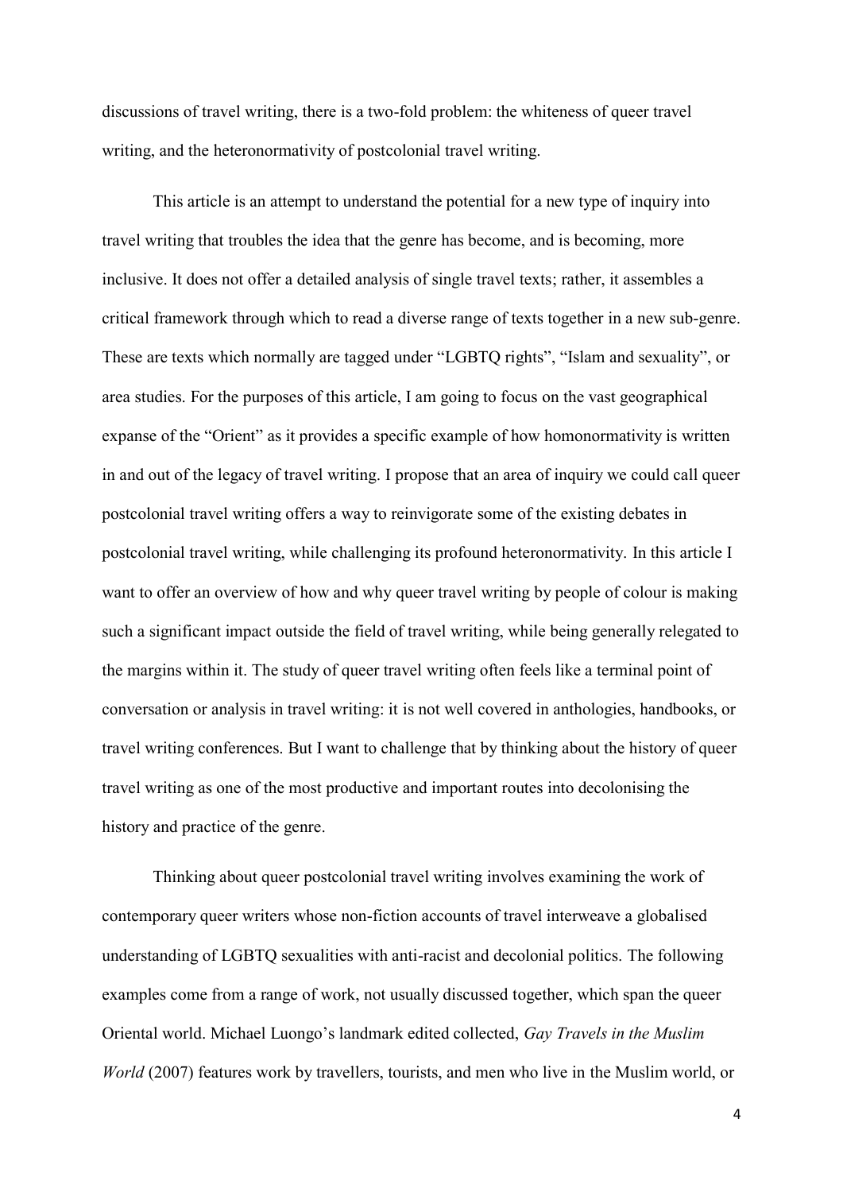discussions of travel writing, there is a two-fold problem: the whiteness of queer travel writing, and the heteronormativity of postcolonial travel writing.

This article is an attempt to understand the potential for a new type of inquiry into travel writing that troubles the idea that the genre has become, and is becoming, more inclusive. It does not offer a detailed analysis of single travel texts; rather, it assembles a critical framework through which to read a diverse range of texts together in a new sub-genre. These are texts which normally are tagged under "LGBTQ rights", "Islam and sexuality", or area studies. For the purposes of this article, I am going to focus on the vast geographical expanse of the "Orient" as it provides a specific example of how homonormativity is written in and out of the legacy of travel writing. I propose that an area of inquiry we could call queer postcolonial travel writing offers a way to reinvigorate some of the existing debates in postcolonial travel writing, while challenging its profound heteronormativity. In this article I want to offer an overview of how and why queer travel writing by people of colour is making such a significant impact outside the field of travel writing, while being generally relegated to the margins within it. The study of queer travel writing often feels like a terminal point of conversation or analysis in travel writing: it is not well covered in anthologies, handbooks, or travel writing conferences. But I want to challenge that by thinking about the history of queer travel writing as one of the most productive and important routes into decolonising the history and practice of the genre.

Thinking about queer postcolonial travel writing involves examining the work of contemporary queer writers whose non-fiction accounts of travel interweave a globalised understanding of LGBTQ sexualities with anti-racist and decolonial politics. The following examples come from a range of work, not usually discussed together, which span the queer Oriental world. Michael Luongo's landmark edited collected, *Gay Travels in the Muslim World* (2007) features work by travellers, tourists, and men who live in the Muslim world, or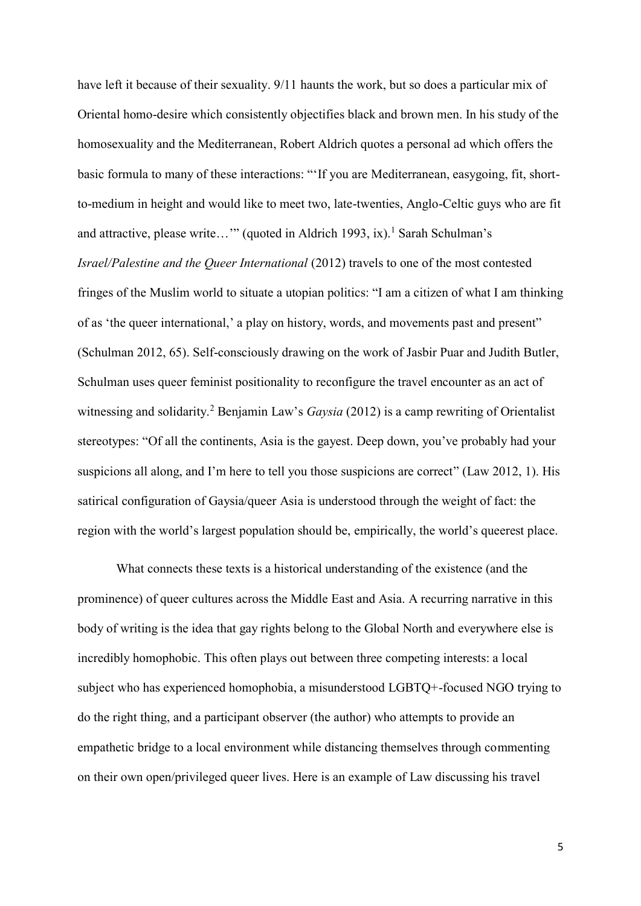have left it because of their sexuality. 9/11 haunts the work, but so does a particular mix of Oriental homo-desire which consistently objectifies black and brown men. In his study of the homosexuality and the Mediterranean, Robert Aldrich quotes a personal ad which offers the basic formula to many of these interactions: "'If you are Mediterranean, easygoing, fit, short-to-medium in height and would like to meet two, late-twenties, Anglo-Celtic guys who are fit and attractive, please write…'" (quoted in Aldrich 1993, ix).[1] Sarah Schulman's *Israel/Palestine and the Queer International* (2012) travels to one of the most contested fringes of the Muslim world to situate a utopian politics: "I am a citizen of what I am thinking of as 'the queer international,' a play on history, words, and movements past and present" (Schulman 2012, 65). Self-consciously drawing on the work of Jasbir Puar and Judith Butler, Schulman uses queer feminist positionality to reconfigure the travel encounter as an act of witnessing and solidarity.[2] Benjamin Law's *Gaysia* (2012) is a camp rewriting of Orientalist stereotypes: "Of all the continents, Asia is the gayest. Deep down, you've probably had your suspicions all along, and I'm here to tell you those suspicions are correct" (Law 2012, 1). His satirical configuration of Gaysia/queer Asia is understood through the weight of fact: the region with the world's largest population should be, empirically, the world's queerest place.

What connects these texts is a historical understanding of the existence (and the prominence) of queer cultures across the Middle East and Asia. A recurring narrative in this body of writing is the idea that gay rights belong to the Global North and everywhere else is incredibly homophobic. This often plays out between three competing interests: a local subject who has experienced homophobia, a misunderstood LGBTQ+-focused NGO trying to do the right thing, and a participant observer (the author) who attempts to provide an empathetic bridge to a local environment while distancing themselves through commenting on their own open/privileged queer lives. Here is an example of Law discussing his travel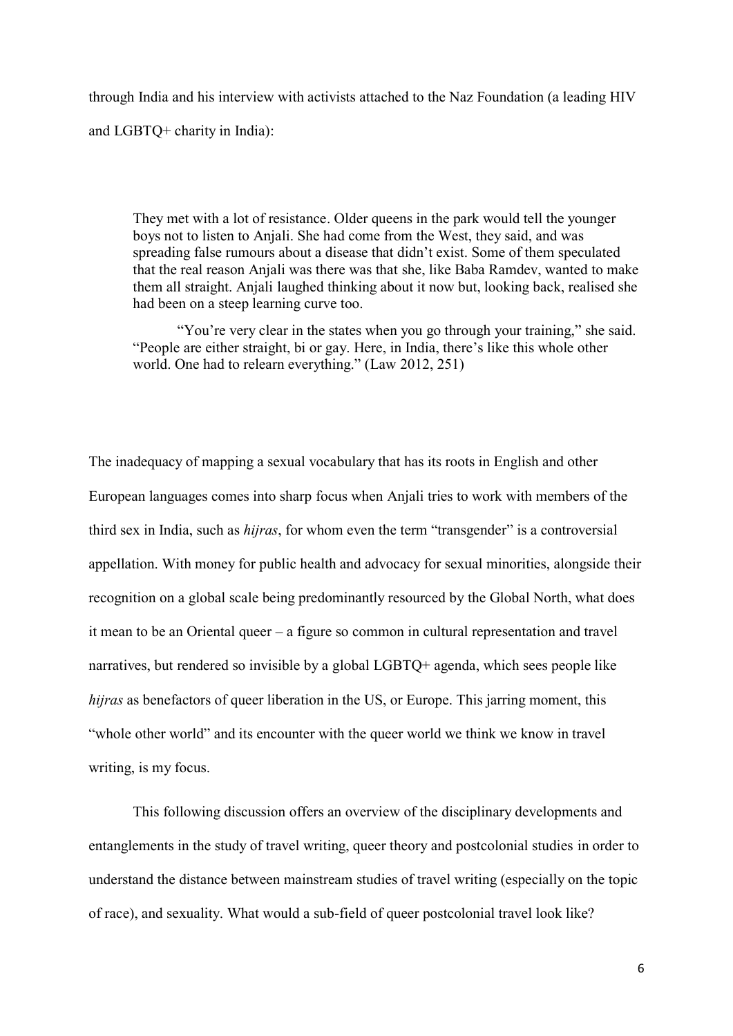through India and his interview with activists attached to the Naz Foundation (a leading HIV and LGBTQ+ charity in India):

> They met with a lot of resistance. Older queens in the park would tell the younger boys not to listen to Anjali. She had come from the West, they said, and was spreading false rumours about a disease that didn't exist. Some of them speculated that the real reason Anjali was there was that she, like Baba Ramdev, wanted to make them all straight. Anjali laughed thinking about it now but, looking back, realised she had been on a steep learning curve too.
>
> "You're very clear in the states when you go through your training," she said. "People are either straight, bi or gay. Here, in India, there's like this whole other world. One had to relearn everything." (Law 2012, 251)

The inadequacy of mapping a sexual vocabulary that has its roots in English and other European languages comes into sharp focus when Anjali tries to work with members of the third sex in India, such as *hijras*, for whom even the term "transgender" is a controversial appellation. With money for public health and advocacy for sexual minorities, alongside their recognition on a global scale being predominantly resourced by the Global North, what does it mean to be an Oriental queer – a figure so common in cultural representation and travel narratives, but rendered so invisible by a global LGBTQ+ agenda, which sees people like *hijras* as benefactors of queer liberation in the US, or Europe. This jarring moment, this "whole other world" and its encounter with the queer world we think we know in travel writing, is my focus.

This following discussion offers an overview of the disciplinary developments and entanglements in the study of travel writing, queer theory and postcolonial studies in order to understand the distance between mainstream studies of travel writing (especially on the topic of race), and sexuality. What would a sub-field of queer postcolonial travel look like?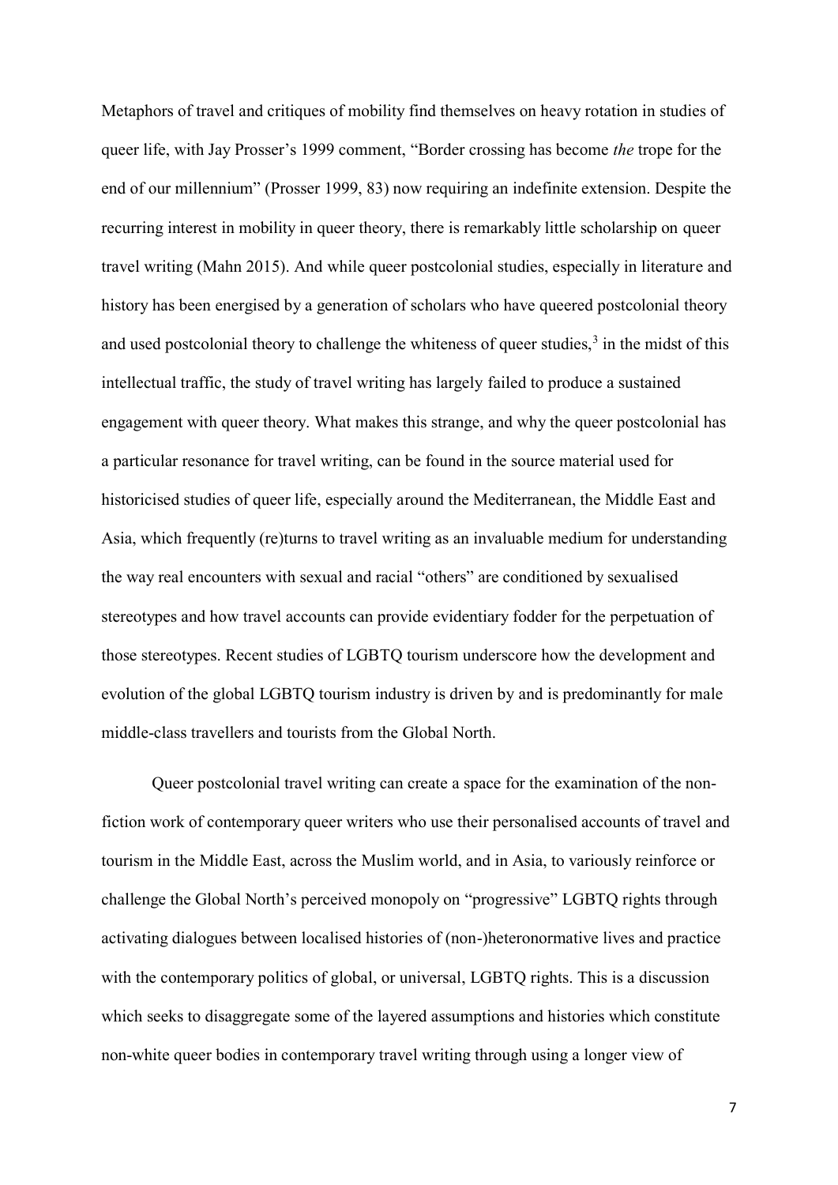Metaphors of travel and critiques of mobility find themselves on heavy rotation in studies of queer life, with Jay Prosser's 1999 comment, "Border crossing has become *the* trope for the end of our millennium" (Prosser 1999, 83) now requiring an indefinite extension. Despite the recurring interest in mobility in queer theory, there is remarkably little scholarship on queer travel writing (Mahn 2015). And while queer postcolonial studies, especially in literature and history has been energised by a generation of scholars who have queered postcolonial theory and used postcolonial theory to challenge the whiteness of queer studies,[3] in the midst of this intellectual traffic, the study of travel writing has largely failed to produce a sustained engagement with queer theory. What makes this strange, and why the queer postcolonial has a particular resonance for travel writing, can be found in the source material used for historicised studies of queer life, especially around the Mediterranean, the Middle East and Asia, which frequently (re)turns to travel writing as an invaluable medium for understanding the way real encounters with sexual and racial "others" are conditioned by sexualised stereotypes and how travel accounts can provide evidentiary fodder for the perpetuation of those stereotypes. Recent studies of LGBTQ tourism underscore how the development and evolution of the global LGBTQ tourism industry is driven by and is predominantly for male middle-class travellers and tourists from the Global North.

Queer postcolonial travel writing can create a space for the examination of the non-fiction work of contemporary queer writers who use their personalised accounts of travel and tourism in the Middle East, across the Muslim world, and in Asia, to variously reinforce or challenge the Global North's perceived monopoly on "progressive" LGBTQ rights through activating dialogues between localised histories of (non-)heteronormative lives and practice with the contemporary politics of global, or universal, LGBTQ rights. This is a discussion which seeks to disaggregate some of the layered assumptions and histories which constitute non-white queer bodies in contemporary travel writing through using a longer view of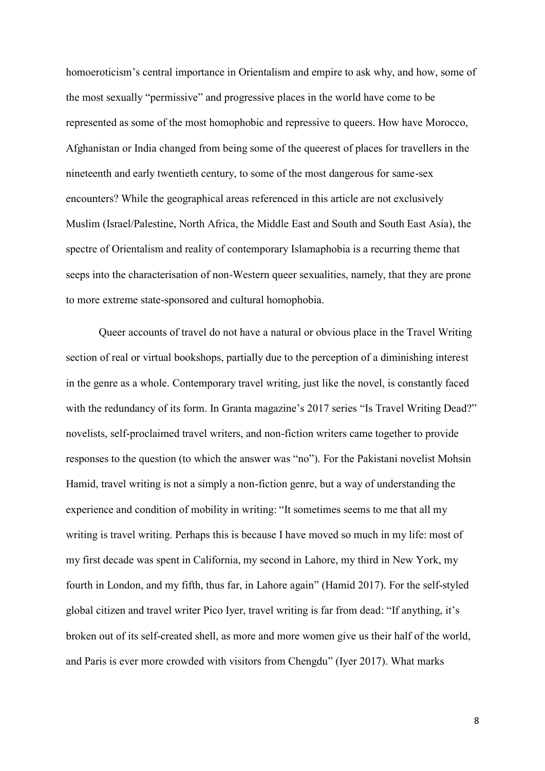homoeroticism's central importance in Orientalism and empire to ask why, and how, some of the most sexually "permissive" and progressive places in the world have come to be represented as some of the most homophobic and repressive to queers. How have Morocco, Afghanistan or India changed from being some of the queerest of places for travellers in the nineteenth and early twentieth century, to some of the most dangerous for same-sex encounters? While the geographical areas referenced in this article are not exclusively Muslim (Israel/Palestine, North Africa, the Middle East and South and South East Asia), the spectre of Orientalism and reality of contemporary Islamaphobia is a recurring theme that seeps into the characterisation of non-Western queer sexualities, namely, that they are prone to more extreme state-sponsored and cultural homophobia.

Queer accounts of travel do not have a natural or obvious place in the Travel Writing section of real or virtual bookshops, partially due to the perception of a diminishing interest in the genre as a whole. Contemporary travel writing, just like the novel, is constantly faced with the redundancy of its form. In Granta magazine's 2017 series "Is Travel Writing Dead?" novelists, self-proclaimed travel writers, and non-fiction writers came together to provide responses to the question (to which the answer was "no"). For the Pakistani novelist Mohsin Hamid, travel writing is not a simply a non-fiction genre, but a way of understanding the experience and condition of mobility in writing: "It sometimes seems to me that all my writing is travel writing. Perhaps this is because I have moved so much in my life: most of my first decade was spent in California, my second in Lahore, my third in New York, my fourth in London, and my fifth, thus far, in Lahore again" (Hamid 2017). For the self-styled global citizen and travel writer Pico Iyer, travel writing is far from dead: "If anything, it's broken out of its self-created shell, as more and more women give us their half of the world, and Paris is ever more crowded with visitors from Chengdu" (Iyer 2017). What marks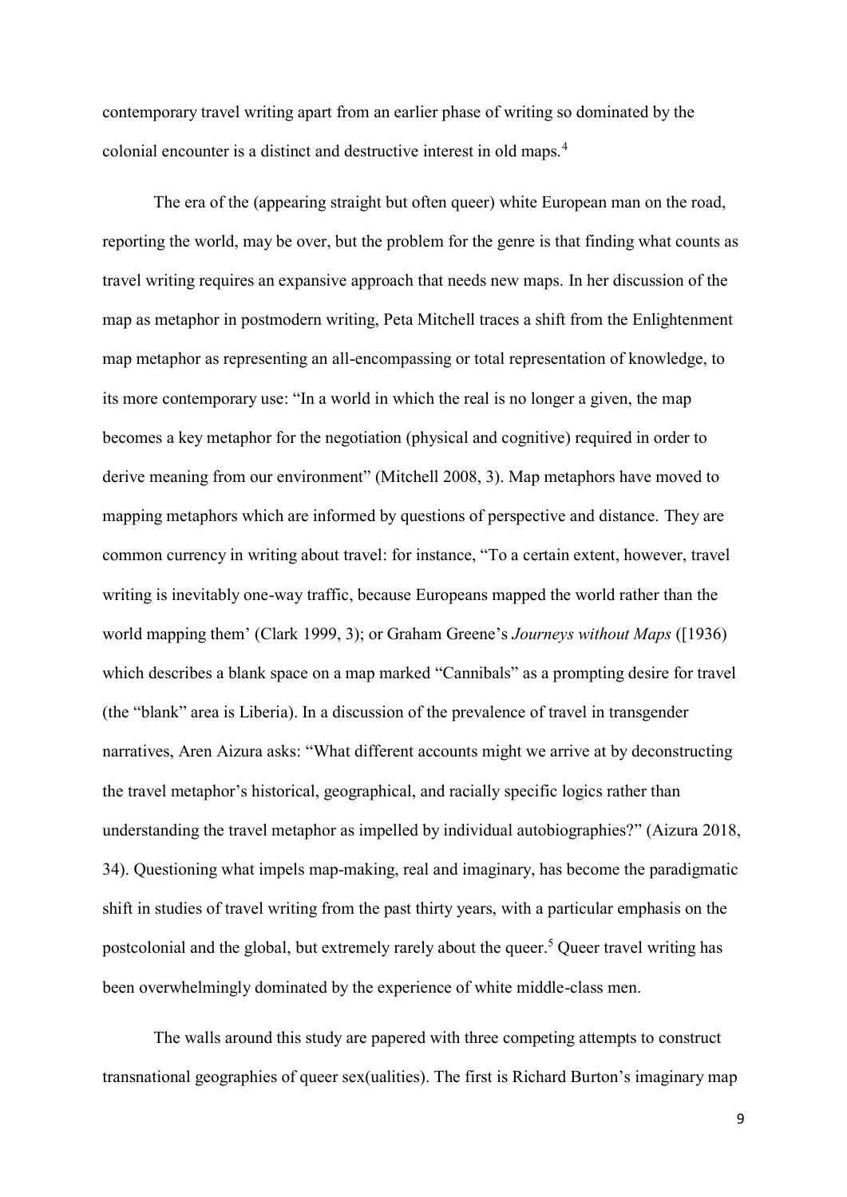contemporary travel writing apart from an earlier phase of writing so dominated by the colonial encounter is a distinct and destructive interest in old maps.[4]

The era of the (appearing straight but often queer) white European man on the road, reporting the world, may be over, but the problem for the genre is that finding what counts as travel writing requires an expansive approach that needs new maps. In her discussion of the map as metaphor in postmodern writing, Peta Mitchell traces a shift from the Enlightenment map metaphor as representing an all-encompassing or total representation of knowledge, to its more contemporary use: "In a world in which the real is no longer a given, the map becomes a key metaphor for the negotiation (physical and cognitive) required in order to derive meaning from our environment" (Mitchell 2008, 3). Map metaphors have moved to mapping metaphors which are informed by questions of perspective and distance. They are common currency in writing about travel: for instance, "To a certain extent, however, travel writing is inevitably one-way traffic, because Europeans mapped the world rather than the world mapping them' (Clark 1999, 3); or Graham Greene's *Journeys without Maps* ([1936) which describes a blank space on a map marked "Cannibals" as a prompting desire for travel (the "blank" area is Liberia). In a discussion of the prevalence of travel in transgender narratives, Aren Aizura asks: "What different accounts might we arrive at by deconstructing the travel metaphor's historical, geographical, and racially specific logics rather than understanding the travel metaphor as impelled by individual autobiographies?" (Aizura 2018, 34). Questioning what impels map-making, real and imaginary, has become the paradigmatic shift in studies of travel writing from the past thirty years, with a particular emphasis on the postcolonial and the global, but extremely rarely about the queer.[5] Queer travel writing has been overwhelmingly dominated by the experience of white middle-class men.

The walls around this study are papered with three competing attempts to construct transnational geographies of queer sex(ualities). The first is Richard Burton's imaginary map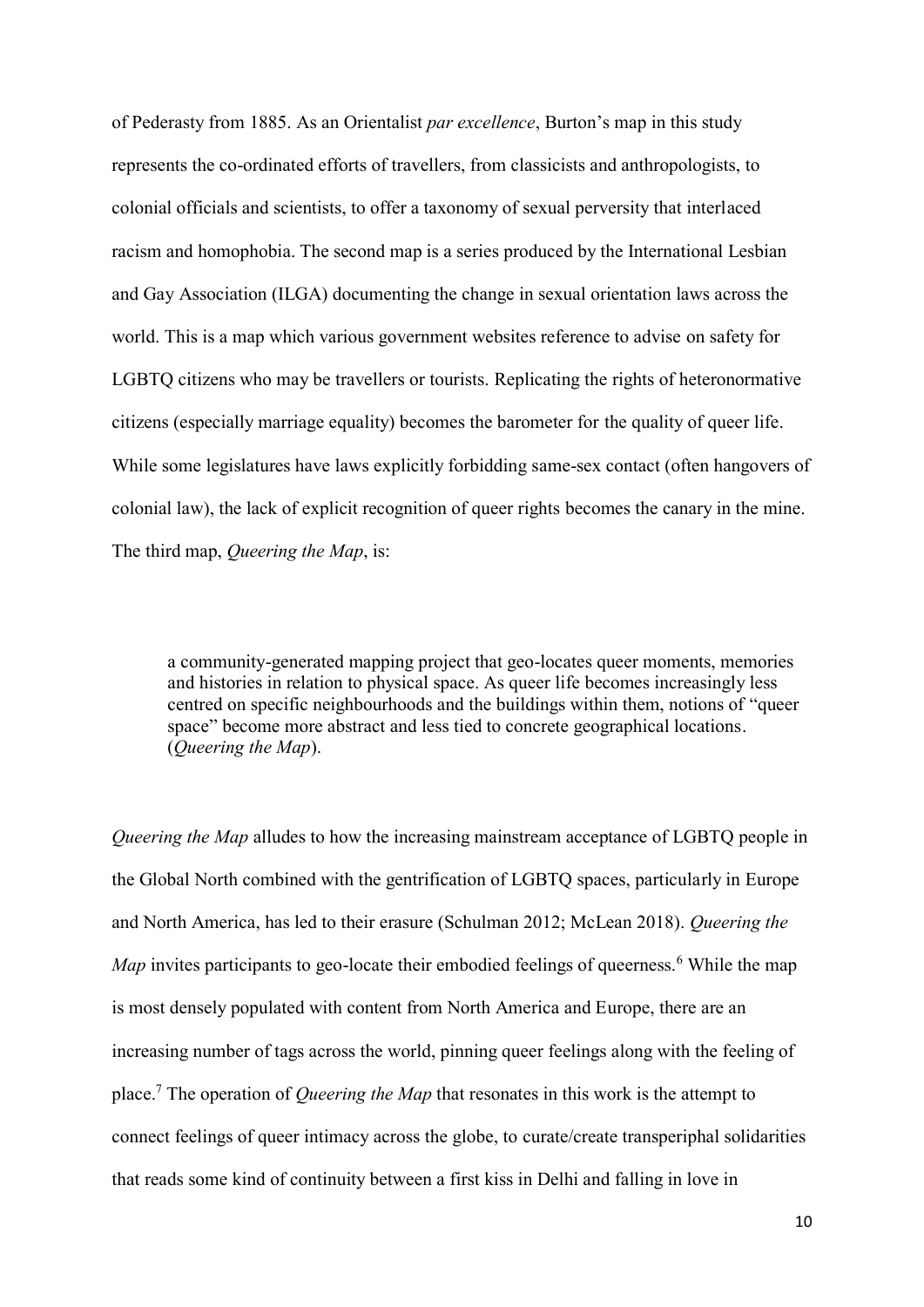of Pederasty from 1885. As an Orientalist *par excellence*, Burton's map in this study represents the co-ordinated efforts of travellers, from classicists and anthropologists, to colonial officials and scientists, to offer a taxonomy of sexual perversity that interlaced racism and homophobia. The second map is a series produced by the International Lesbian and Gay Association (ILGA) documenting the change in sexual orientation laws across the world. This is a map which various government websites reference to advise on safety for LGBTQ citizens who may be travellers or tourists. Replicating the rights of heteronormative citizens (especially marriage equality) becomes the barometer for the quality of queer life. While some legislatures have laws explicitly forbidding same-sex contact (often hangovers of colonial law), the lack of explicit recognition of queer rights becomes the canary in the mine. The third map, *Queering the Map*, is:

> a community-generated mapping project that geo-locates queer moments, memories and histories in relation to physical space. As queer life becomes increasingly less centred on specific neighbourhoods and the buildings within them, notions of "queer space" become more abstract and less tied to concrete geographical locations. (*Queering the Map*).

*Queering the Map* alludes to how the increasing mainstream acceptance of LGBTQ people in the Global North combined with the gentrification of LGBTQ spaces, particularly in Europe and North America, has led to their erasure (Schulman 2012; McLean 2018). *Queering the Map* invites participants to geo-locate their embodied feelings of queerness.[6] While the map is most densely populated with content from North America and Europe, there are an increasing number of tags across the world, pinning queer feelings along with the feeling of place.[7] The operation of *Queering the Map* that resonates in this work is the attempt to connect feelings of queer intimacy across the globe, to curate/create transperiphal solidarities that reads some kind of continuity between a first kiss in Delhi and falling in love in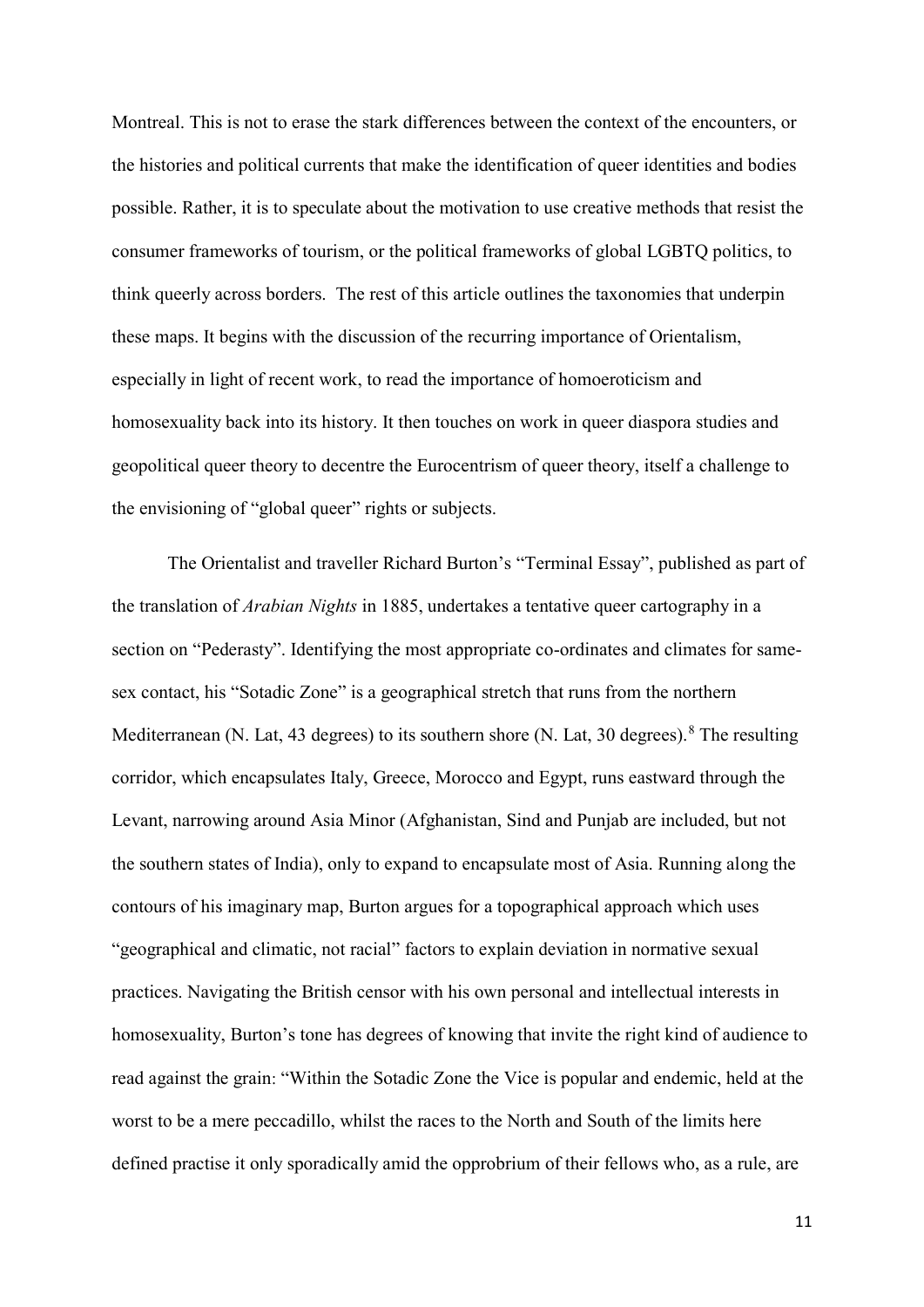Montreal. This is not to erase the stark differences between the context of the encounters, or the histories and political currents that make the identification of queer identities and bodies possible. Rather, it is to speculate about the motivation to use creative methods that resist the consumer frameworks of tourism, or the political frameworks of global LGBTQ politics, to think queerly across borders. The rest of this article outlines the taxonomies that underpin these maps. It begins with the discussion of the recurring importance of Orientalism, especially in light of recent work, to read the importance of homoeroticism and homosexuality back into its history. It then touches on work in queer diaspora studies and geopolitical queer theory to decentre the Eurocentrism of queer theory, itself a challenge to the envisioning of "global queer" rights or subjects.

The Orientalist and traveller Richard Burton's "Terminal Essay", published as part of the translation of *Arabian Nights* in 1885, undertakes a tentative queer cartography in a section on "Pederasty". Identifying the most appropriate co-ordinates and climates for same-sex contact, his "Sotadic Zone" is a geographical stretch that runs from the northern Mediterranean (N. Lat, 43 degrees) to its southern shore (N. Lat, 30 degrees).[8] The resulting corridor, which encapsulates Italy, Greece, Morocco and Egypt, runs eastward through the Levant, narrowing around Asia Minor (Afghanistan, Sind and Punjab are included, but not the southern states of India), only to expand to encapsulate most of Asia. Running along the contours of his imaginary map, Burton argues for a topographical approach which uses "geographical and climatic, not racial" factors to explain deviation in normative sexual practices. Navigating the British censor with his own personal and intellectual interests in homosexuality, Burton's tone has degrees of knowing that invite the right kind of audience to read against the grain: "Within the Sotadic Zone the Vice is popular and endemic, held at the worst to be a mere peccadillo, whilst the races to the North and South of the limits here defined practise it only sporadically amid the opprobrium of their fellows who, as a rule, are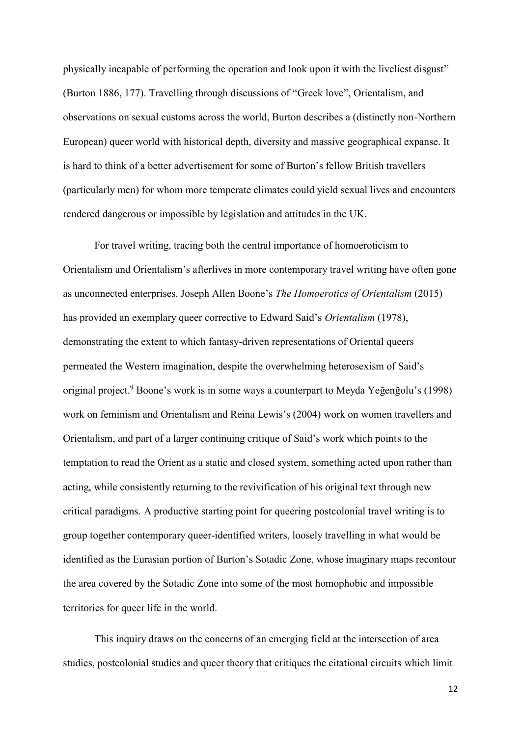physically incapable of performing the operation and look upon it with the liveliest disgust" (Burton 1886, 177). Travelling through discussions of "Greek love", Orientalism, and observations on sexual customs across the world, Burton describes a (distinctly non-Northern European) queer world with historical depth, diversity and massive geographical expanse. It is hard to think of a better advertisement for some of Burton's fellow British travellers (particularly men) for whom more temperate climates could yield sexual lives and encounters rendered dangerous or impossible by legislation and attitudes in the UK.

For travel writing, tracing both the central importance of homoeroticism to Orientalism and Orientalism's afterlives in more contemporary travel writing have often gone as unconnected enterprises. Joseph Allen Boone's *The Homoerotics of Orientalism* (2015) has provided an exemplary queer corrective to Edward Said's *Orientalism* (1978), demonstrating the extent to which fantasy-driven representations of Oriental queers permeated the Western imagination, despite the overwhelming heterosexism of Said's original project.[9] Boone's work is in some ways a counterpart to Meyda Yeğenğolu's (1998) work on feminism and Orientalism and Reina Lewis's (2004) work on women travellers and Orientalism, and part of a larger continuing critique of Said's work which points to the temptation to read the Orient as a static and closed system, something acted upon rather than acting, while consistently returning to the revivification of his original text through new critical paradigms. A productive starting point for queering postcolonial travel writing is to group together contemporary queer-identified writers, loosely travelling in what would be identified as the Eurasian portion of Burton's Sotadic Zone, whose imaginary maps recontour the area covered by the Sotadic Zone into some of the most homophobic and impossible territories for queer life in the world.

This inquiry draws on the concerns of an emerging field at the intersection of area studies, postcolonial studies and queer theory that critiques the citational circuits which limit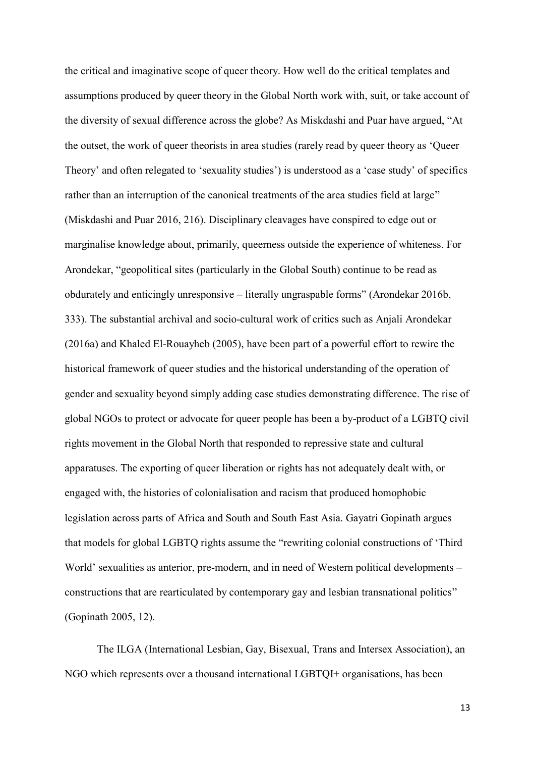the critical and imaginative scope of queer theory. How well do the critical templates and assumptions produced by queer theory in the Global North work with, suit, or take account of the diversity of sexual difference across the globe? As Miskdashi and Puar have argued, "At the outset, the work of queer theorists in area studies (rarely read by queer theory as 'Queer Theory' and often relegated to 'sexuality studies') is understood as a 'case study' of specifics rather than an interruption of the canonical treatments of the area studies field at large" (Miskdashi and Puar 2016, 216). Disciplinary cleavages have conspired to edge out or marginalise knowledge about, primarily, queerness outside the experience of whiteness. For Arondekar, "geopolitical sites (particularly in the Global South) continue to be read as obdurately and enticingly unresponsive – literally ungraspable forms" (Arondekar 2016b, 333). The substantial archival and socio-cultural work of critics such as Anjali Arondekar (2016a) and Khaled El-Rouayheb (2005), have been part of a powerful effort to rewire the historical framework of queer studies and the historical understanding of the operation of gender and sexuality beyond simply adding case studies demonstrating difference. The rise of global NGOs to protect or advocate for queer people has been a by-product of a LGBTQ civil rights movement in the Global North that responded to repressive state and cultural apparatuses. The exporting of queer liberation or rights has not adequately dealt with, or engaged with, the histories of colonialisation and racism that produced homophobic legislation across parts of Africa and South and South East Asia. Gayatri Gopinath argues that models for global LGBTQ rights assume the "rewriting colonial constructions of 'Third World' sexualities as anterior, pre-modern, and in need of Western political developments – constructions that are rearticulated by contemporary gay and lesbian transnational politics" (Gopinath 2005, 12).

The ILGA (International Lesbian, Gay, Bisexual, Trans and Intersex Association), an NGO which represents over a thousand international LGBTQI+ organisations, has been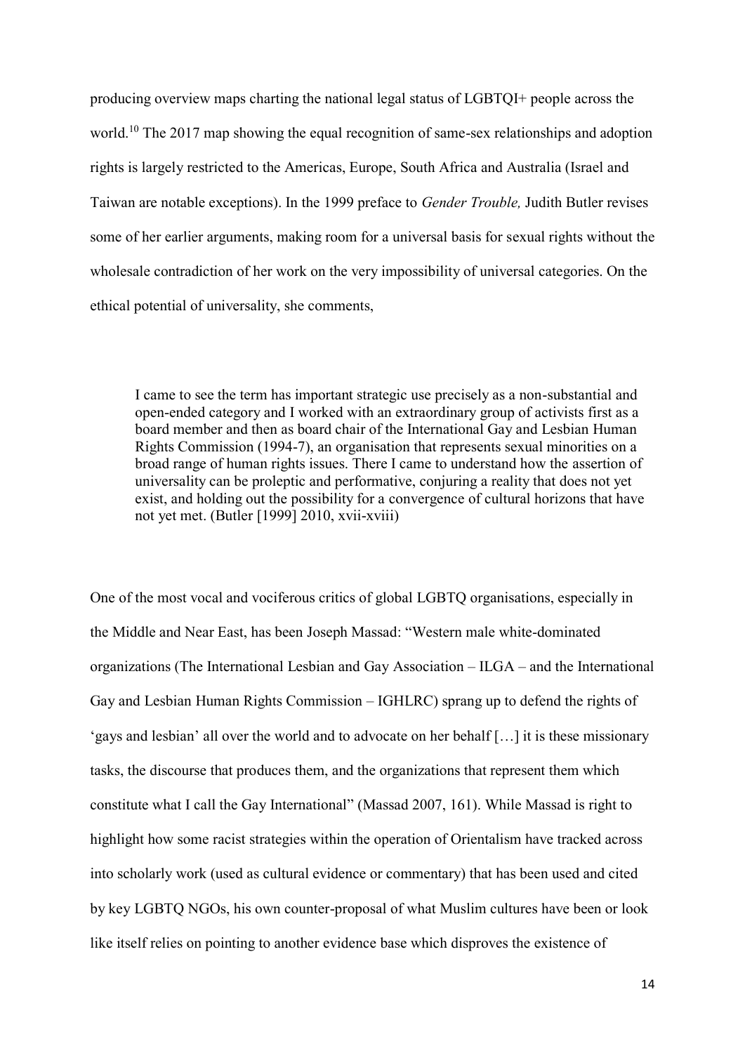producing overview maps charting the national legal status of LGBTQI+ people across the world.[10] The 2017 map showing the equal recognition of same-sex relationships and adoption rights is largely restricted to the Americas, Europe, South Africa and Australia (Israel and Taiwan are notable exceptions). In the 1999 preface to *Gender Trouble,* Judith Butler revises some of her earlier arguments, making room for a universal basis for sexual rights without the wholesale contradiction of her work on the very impossibility of universal categories. On the ethical potential of universality, she comments,

> I came to see the term has important strategic use precisely as a non-substantial and open-ended category and I worked with an extraordinary group of activists first as a board member and then as board chair of the International Gay and Lesbian Human Rights Commission (1994-7), an organisation that represents sexual minorities on a broad range of human rights issues. There I came to understand how the assertion of universality can be proleptic and performative, conjuring a reality that does not yet exist, and holding out the possibility for a convergence of cultural horizons that have not yet met. (Butler [1999] 2010, xvii-xviii)

One of the most vocal and vociferous critics of global LGBTQ organisations, especially in the Middle and Near East, has been Joseph Massad: "Western male white-dominated organizations (The International Lesbian and Gay Association – ILGA – and the International Gay and Lesbian Human Rights Commission – IGHLRC) sprang up to defend the rights of 'gays and lesbian' all over the world and to advocate on her behalf […] it is these missionary tasks, the discourse that produces them, and the organizations that represent them which constitute what I call the Gay International" (Massad 2007, 161). While Massad is right to highlight how some racist strategies within the operation of Orientalism have tracked across into scholarly work (used as cultural evidence or commentary) that has been used and cited by key LGBTQ NGOs, his own counter-proposal of what Muslim cultures have been or look like itself relies on pointing to another evidence base which disproves the existence of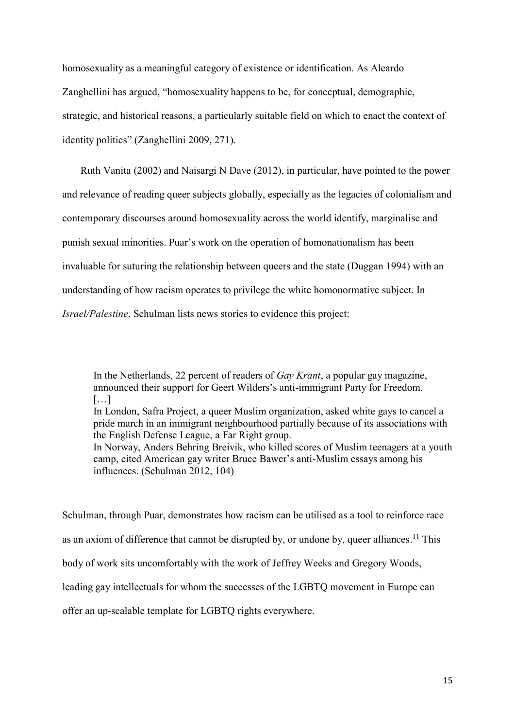homosexuality as a meaningful category of existence or identification. As Aleardo Zanghellini has argued, "homosexuality happens to be, for conceptual, demographic, strategic, and historical reasons, a particularly suitable field on which to enact the context of identity politics" (Zanghellini 2009, 271).

Ruth Vanita (2002) and Naisargi N Dave (2012), in particular, have pointed to the power and relevance of reading queer subjects globally, especially as the legacies of colonialism and contemporary discourses around homosexuality across the world identify, marginalise and punish sexual minorities. Puar's work on the operation of homonationalism has been invaluable for suturing the relationship between queers and the state (Duggan 1994) with an understanding of how racism operates to privilege the white homonormative subject. In *Israel/Palestine*, Schulman lists news stories to evidence this project:

> In the Netherlands, 22 percent of readers of *Gay Krant*, a popular gay magazine, announced their support for Geert Wilders's anti-immigrant Party for Freedom.
> […]
> In London, Safra Project, a queer Muslim organization, asked white gays to cancel a pride march in an immigrant neighbourhood partially because of its associations with the English Defense League, a Far Right group.
> In Norway, Anders Behring Breivik, who killed scores of Muslim teenagers at a youth camp, cited American gay writer Bruce Bawer's anti-Muslim essays among his influences. (Schulman 2012, 104)

Schulman, through Puar, demonstrates how racism can be utilised as a tool to reinforce race as an axiom of difference that cannot be disrupted by, or undone by, queer alliances.[11] This body of work sits uncomfortably with the work of Jeffrey Weeks and Gregory Woods, leading gay intellectuals for whom the successes of the LGBTQ movement in Europe can offer an up-scalable template for LGBTQ rights everywhere.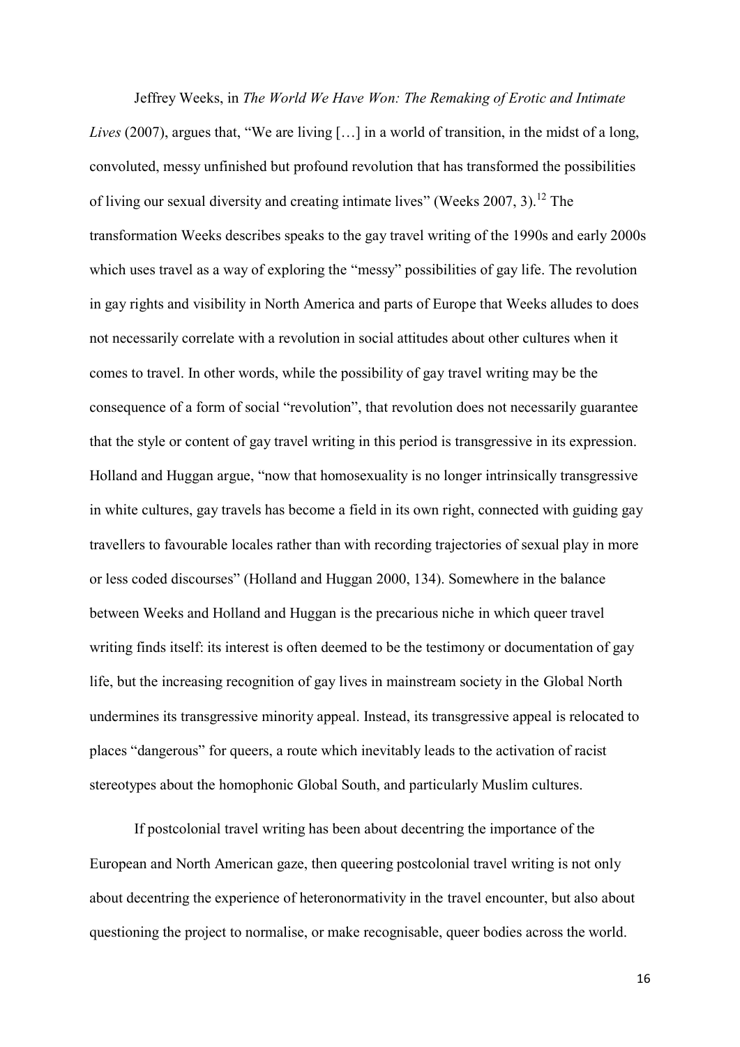Jeffrey Weeks, in *The World We Have Won: The Remaking of Erotic and Intimate Lives* (2007), argues that, "We are living […] in a world of transition, in the midst of a long, convoluted, messy unfinished but profound revolution that has transformed the possibilities of living our sexual diversity and creating intimate lives" (Weeks 2007, 3).[12] The transformation Weeks describes speaks to the gay travel writing of the 1990s and early 2000s which uses travel as a way of exploring the "messy" possibilities of gay life. The revolution in gay rights and visibility in North America and parts of Europe that Weeks alludes to does not necessarily correlate with a revolution in social attitudes about other cultures when it comes to travel. In other words, while the possibility of gay travel writing may be the consequence of a form of social "revolution", that revolution does not necessarily guarantee that the style or content of gay travel writing in this period is transgressive in its expression. Holland and Huggan argue, "now that homosexuality is no longer intrinsically transgressive in white cultures, gay travels has become a field in its own right, connected with guiding gay travellers to favourable locales rather than with recording trajectories of sexual play in more or less coded discourses" (Holland and Huggan 2000, 134). Somewhere in the balance between Weeks and Holland and Huggan is the precarious niche in which queer travel writing finds itself: its interest is often deemed to be the testimony or documentation of gay life, but the increasing recognition of gay lives in mainstream society in the Global North undermines its transgressive minority appeal. Instead, its transgressive appeal is relocated to places "dangerous" for queers, a route which inevitably leads to the activation of racist stereotypes about the homophonic Global South, and particularly Muslim cultures.

If postcolonial travel writing has been about decentring the importance of the European and North American gaze, then queering postcolonial travel writing is not only about decentring the experience of heteronormativity in the travel encounter, but also about questioning the project to normalise, or make recognisable, queer bodies across the world.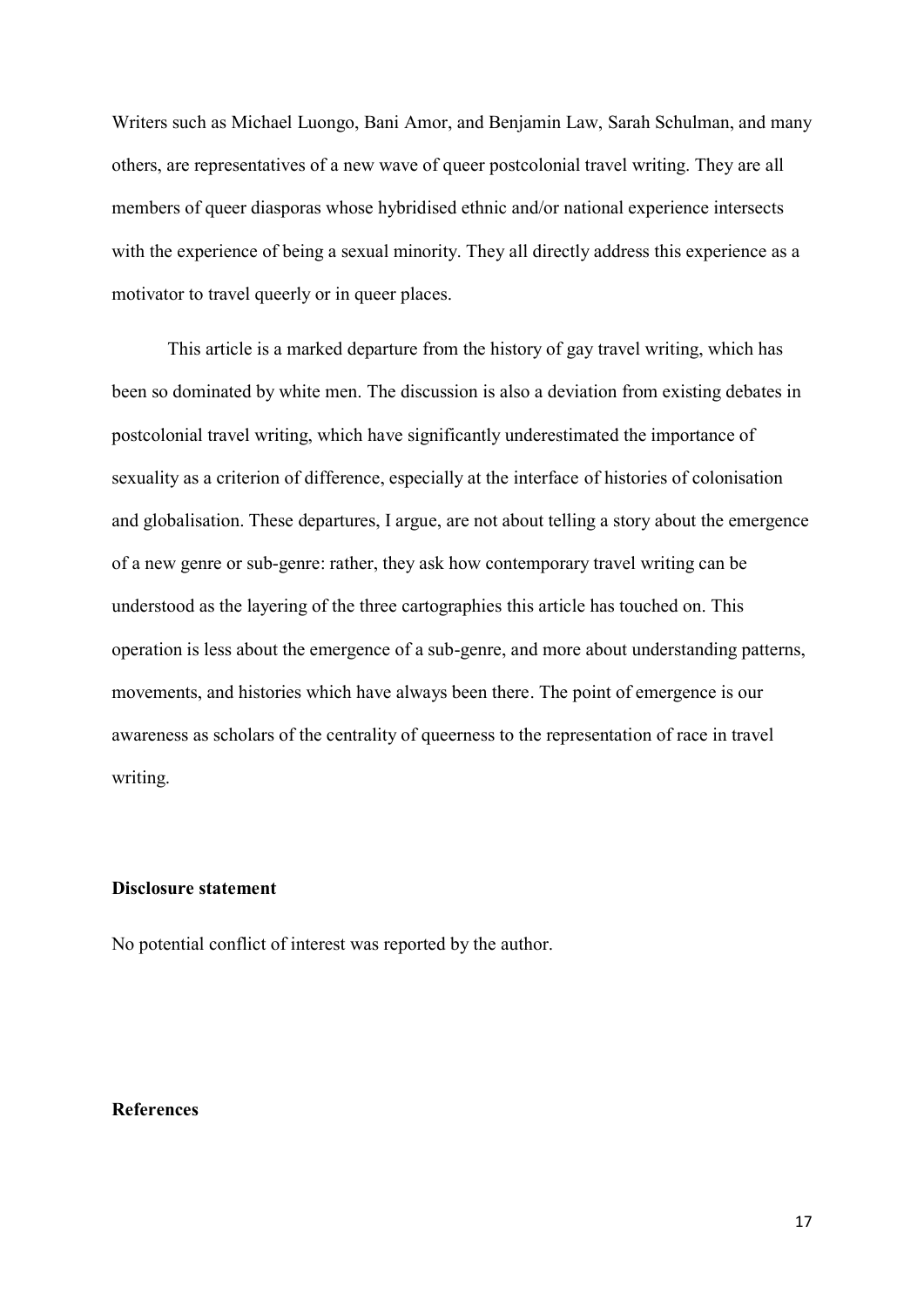Writers such as Michael Luongo, Bani Amor, and Benjamin Law, Sarah Schulman, and many others, are representatives of a new wave of queer postcolonial travel writing. They are all members of queer diasporas whose hybridised ethnic and/or national experience intersects with the experience of being a sexual minority. They all directly address this experience as a motivator to travel queerly or in queer places.

This article is a marked departure from the history of gay travel writing, which has been so dominated by white men. The discussion is also a deviation from existing debates in postcolonial travel writing, which have significantly underestimated the importance of sexuality as a criterion of difference, especially at the interface of histories of colonisation and globalisation. These departures, I argue, are not about telling a story about the emergence of a new genre or sub-genre: rather, they ask how contemporary travel writing can be understood as the layering of the three cartographies this article has touched on. This operation is less about the emergence of a sub-genre, and more about understanding patterns, movements, and histories which have always been there. The point of emergence is our awareness as scholars of the centrality of queerness to the representation of race in travel writing.

**Disclosure statement**

No potential conflict of interest was reported by the author.

**References**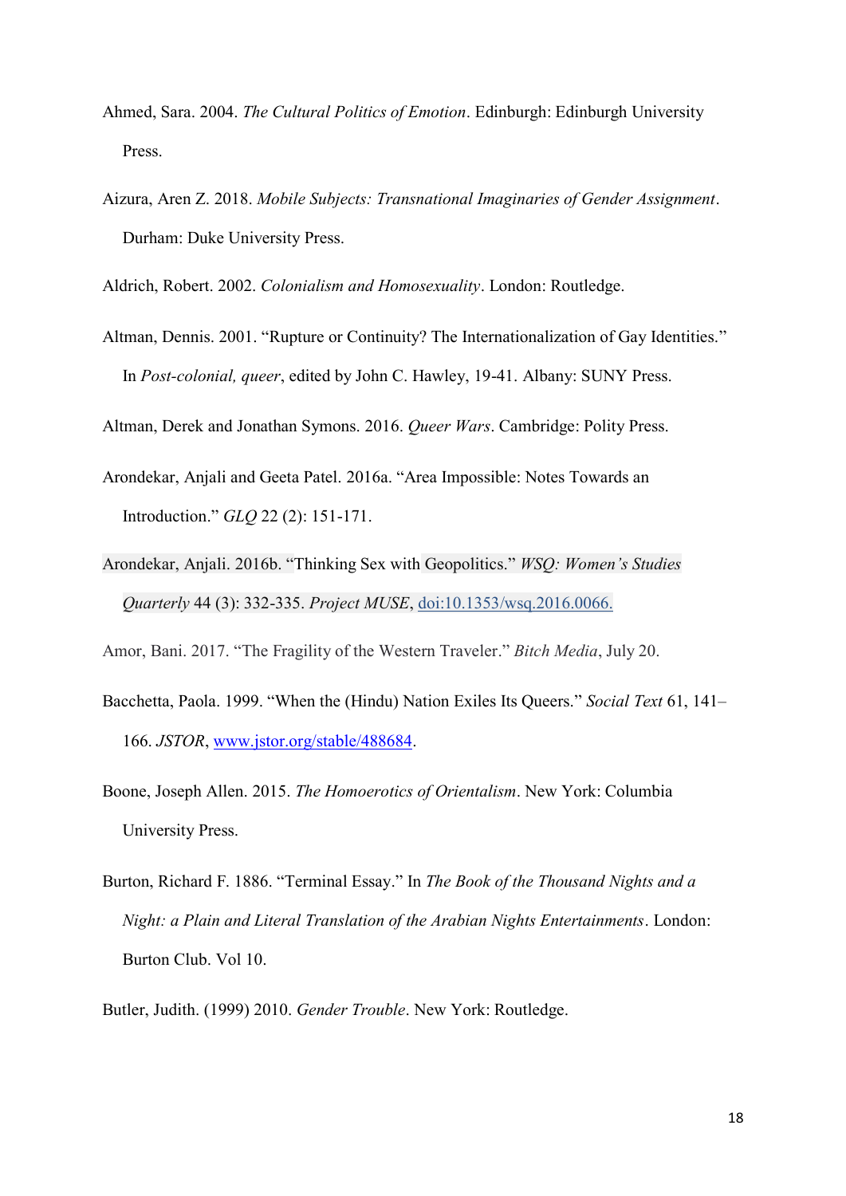Ahmed, Sara. 2004. *The Cultural Politics of Emotion*. Edinburgh: Edinburgh University Press.

Aizura, Aren Z. 2018. *Mobile Subjects: Transnational Imaginaries of Gender Assignment*. Durham: Duke University Press.

Aldrich, Robert. 2002. *Colonialism and Homosexuality*. London: Routledge.

Altman, Dennis. 2001. "Rupture or Continuity? The Internationalization of Gay Identities." In *Post-colonial, queer*, edited by John C. Hawley, 19-41. Albany: SUNY Press.

Altman, Derek and Jonathan Symons. 2016. *Queer Wars*. Cambridge: Polity Press.

Arondekar, Anjali and Geeta Patel. 2016a. "Area Impossible: Notes Towards an Introduction." *GLQ* 22 (2): 151-171.

Arondekar, Anjali. 2016b. "Thinking Sex with Geopolitics." *WSQ: Women's Studies Quarterly* 44 (3): 332-335. *Project MUSE*, doi:10.1353/wsq.2016.0066.

Amor, Bani. 2017. "The Fragility of the Western Traveler." *Bitch Media*, July 20.

Bacchetta, Paola. 1999. "When the (Hindu) Nation Exiles Its Queers." *Social Text* 61, 141–166. *JSTOR*, www.jstor.org/stable/488684.

Boone, Joseph Allen. 2015. *The Homoerotics of Orientalism*. New York: Columbia University Press.

Burton, Richard F. 1886. "Terminal Essay." In *The Book of the Thousand Nights and a Night: a Plain and Literal Translation of the Arabian Nights Entertainments*. London: Burton Club. Vol 10.

Butler, Judith. (1999) 2010. *Gender Trouble*. New York: Routledge.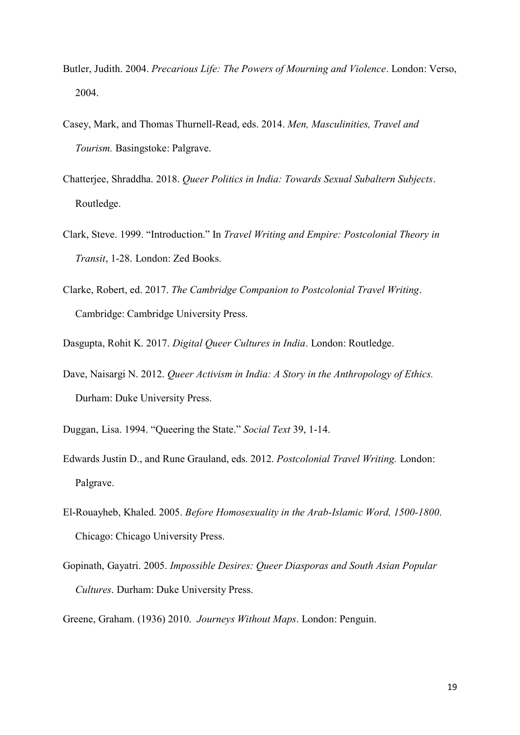Butler, Judith. 2004. *Precarious Life: The Powers of Mourning and Violence*. London: Verso, 2004.

Casey, Mark, and Thomas Thurnell-Read, eds. 2014. *Men, Masculinities, Travel and Tourism.* Basingstoke: Palgrave.

Chatterjee, Shraddha. 2018. *Queer Politics in India: Towards Sexual Subaltern Subjects*. Routledge.

Clark, Steve. 1999. "Introduction." In *Travel Writing and Empire: Postcolonial Theory in Transit*, 1-28. London: Zed Books.

Clarke, Robert, ed. 2017. *The Cambridge Companion to Postcolonial Travel Writing*. Cambridge: Cambridge University Press.

Dasgupta, Rohit K. 2017. *Digital Queer Cultures in India*. London: Routledge.

Dave, Naisargi N. 2012. *Queer Activism in India: A Story in the Anthropology of Ethics.* Durham: Duke University Press.

Duggan, Lisa. 1994. "Queering the State." *Social Text* 39, 1-14.

Edwards Justin D., and Rune Grauland, eds. 2012. *Postcolonial Travel Writing.* London: Palgrave.

El-Rouayheb, Khaled. 2005. *Before Homosexuality in the Arab-Islamic Word, 1500-1800*. Chicago: Chicago University Press.

Gopinath, Gayatri. 2005. *Impossible Desires: Queer Diasporas and South Asian Popular Cultures*. Durham: Duke University Press.

Greene, Graham. (1936) 2010. *Journeys Without Maps*. London: Penguin.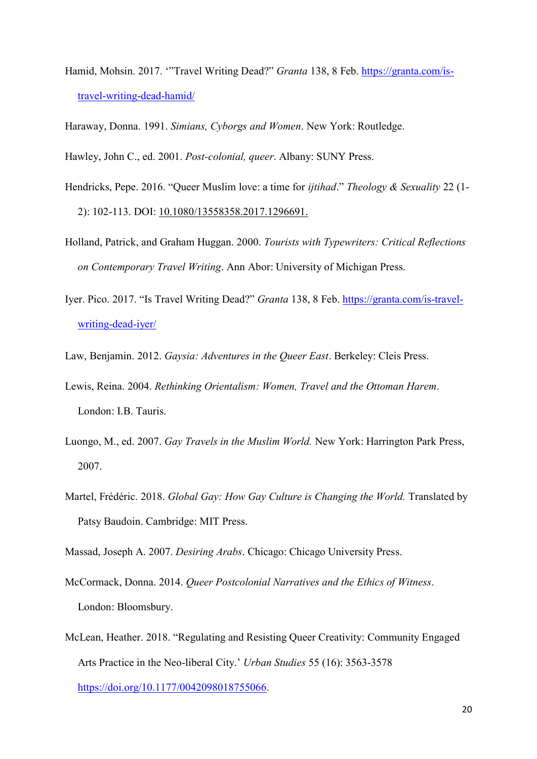Hamid, Mohsin. 2017. '"Travel Writing Dead?" *Granta* 138, 8 Feb. https://granta.com/is-travel-writing-dead-hamid/

Haraway, Donna. 1991. *Simians, Cyborgs and Women*. New York: Routledge.

Hawley, John C., ed. 2001. *Post-colonial, queer*. Albany: SUNY Press.

Hendricks, Pepe. 2016. "Queer Muslim love: a time for *ijtihad*." *Theology & Sexuality* 22 (1-2): 102-113. DOI: 10.1080/13558358.2017.1296691.

Holland, Patrick, and Graham Huggan. 2000. *Tourists with Typewriters: Critical Reflections on Contemporary Travel Writing*. Ann Abor: University of Michigan Press.

Iyer. Pico. 2017. "Is Travel Writing Dead?" *Granta* 138, 8 Feb. https://granta.com/is-travel-writing-dead-iyer/

Law, Benjamin. 2012. *Gaysia: Adventures in the Queer East*. Berkeley: Cleis Press.

Lewis, Reina. 2004. *Rethinking Orientalism: Women, Travel and the Ottoman Harem*. London: I.B. Tauris.

Luongo, M., ed. 2007. *Gay Travels in the Muslim World.* New York: Harrington Park Press, 2007.

Martel, Frédéric. 2018. *Global Gay: How Gay Culture is Changing the World.* Translated by Patsy Baudoin. Cambridge: MIT Press.

Massad, Joseph A. 2007. *Desiring Arabs*. Chicago: Chicago University Press.

McCormack, Donna. 2014. *Queer Postcolonial Narratives and the Ethics of Witness*. London: Bloomsbury.

McLean, Heather. 2018. "Regulating and Resisting Queer Creativity: Community Engaged Arts Practice in the Neo-liberal City.' *Urban Studies* 55 (16): 3563-3578 https://doi.org/10.1177/0042098018755066.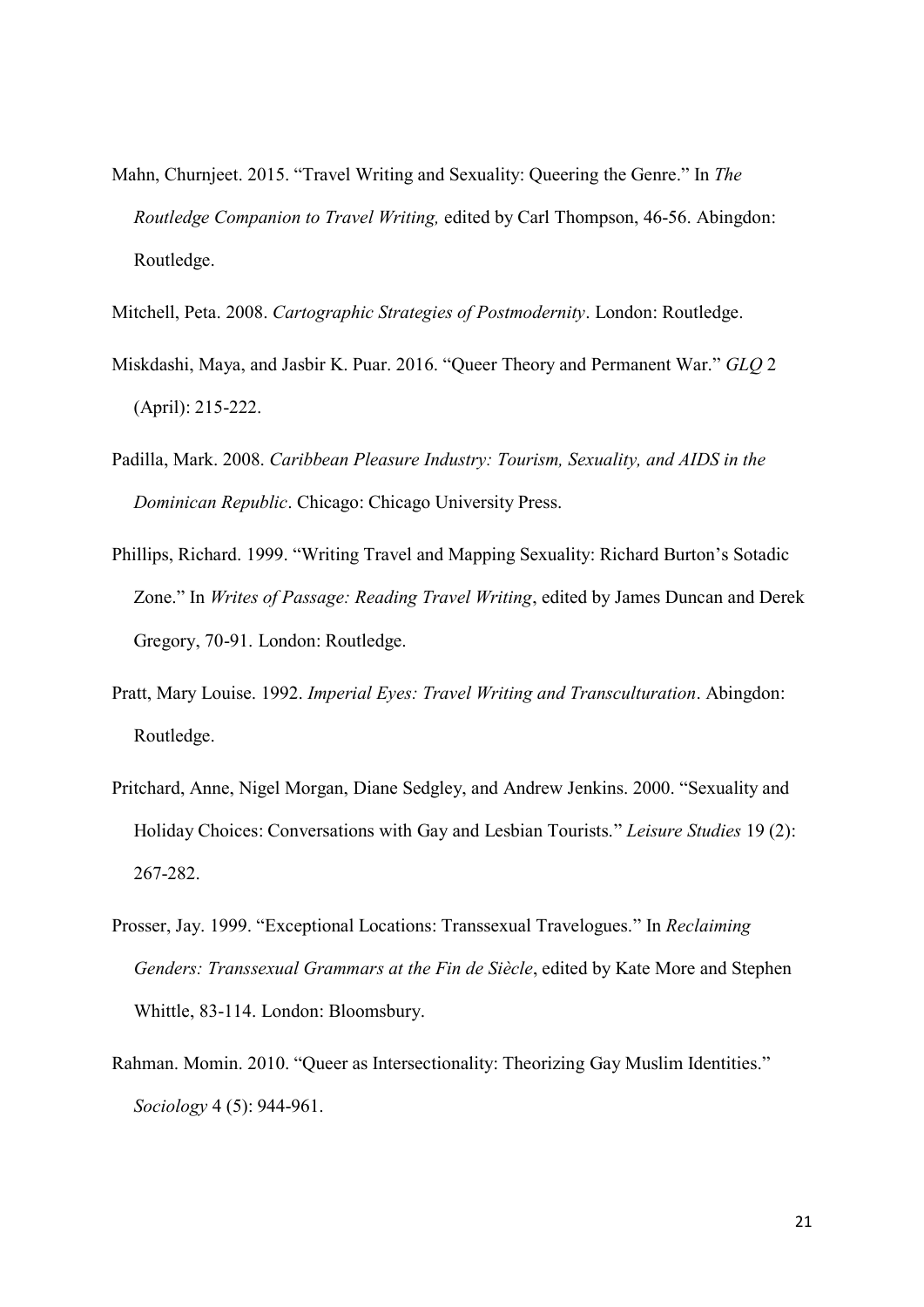Mahn, Churnjeet. 2015. “Travel Writing and Sexuality: Queering the Genre.” In *The Routledge Companion to Travel Writing,* edited by Carl Thompson, 46-56. Abingdon: Routledge.

Mitchell, Peta. 2008. *Cartographic Strategies of Postmodernity*. London: Routledge.

Miskdashi, Maya, and Jasbir K. Puar. 2016. “Queer Theory and Permanent War.” *GLQ* 2 (April): 215-222.

Padilla, Mark. 2008. *Caribbean Pleasure Industry: Tourism, Sexuality, and AIDS in the Dominican Republic*. Chicago: Chicago University Press.

Phillips, Richard. 1999. “Writing Travel and Mapping Sexuality: Richard Burton’s Sotadic Zone.” In *Writes of Passage: Reading Travel Writing*, edited by James Duncan and Derek Gregory, 70-91. London: Routledge.

Pratt, Mary Louise. 1992. *Imperial Eyes: Travel Writing and Transculturation*. Abingdon: Routledge.

Pritchard, Anne, Nigel Morgan, Diane Sedgley, and Andrew Jenkins. 2000. “Sexuality and Holiday Choices: Conversations with Gay and Lesbian Tourists.” *Leisure Studies* 19 (2): 267-282.

Prosser, Jay. 1999. “Exceptional Locations: Transsexual Travelogues.” In *Reclaiming Genders: Transsexual Grammars at the Fin de Siècle*, edited by Kate More and Stephen Whittle, 83-114. London: Bloomsbury.

Rahman. Momin. 2010. “Queer as Intersectionality: Theorizing Gay Muslim Identities.” *Sociology* 4 (5): 944-961.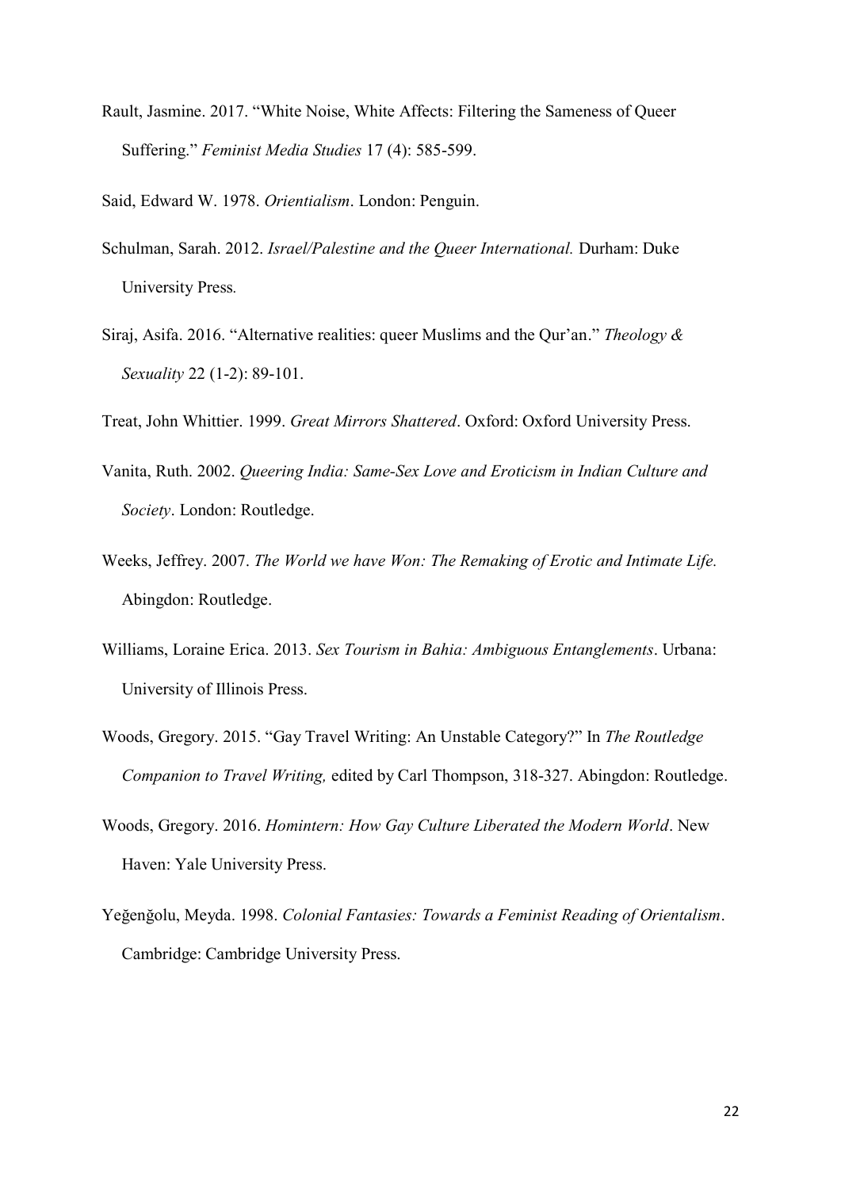Rault, Jasmine. 2017. "White Noise, White Affects: Filtering the Sameness of Queer Suffering." *Feminist Media Studies* 17 (4): 585-599.

Said, Edward W. 1978. *Orientialism*. London: Penguin.

Schulman, Sarah. 2012. *Israel/Palestine and the Queer International.* Durham: Duke University Press.

Siraj, Asifa. 2016. "Alternative realities: queer Muslims and the Qur'an." *Theology & Sexuality* 22 (1-2): 89-101.

Treat, John Whittier. 1999. *Great Mirrors Shattered*. Oxford: Oxford University Press.

Vanita, Ruth. 2002. *Queering India: Same-Sex Love and Eroticism in Indian Culture and Society*. London: Routledge.

Weeks, Jeffrey. 2007. *The World we have Won: The Remaking of Erotic and Intimate Life.* Abingdon: Routledge.

Williams, Loraine Erica. 2013. *Sex Tourism in Bahia: Ambiguous Entanglements*. Urbana: University of Illinois Press.

Woods, Gregory. 2015. "Gay Travel Writing: An Unstable Category?" In *The Routledge Companion to Travel Writing,* edited by Carl Thompson, 318-327. Abingdon: Routledge.

Woods, Gregory. 2016. *Homintern: How Gay Culture Liberated the Modern World*. New Haven: Yale University Press.

Yeğenğolu, Meyda. 1998. *Colonial Fantasies: Towards a Feminist Reading of Orientalism*. Cambridge: Cambridge University Press.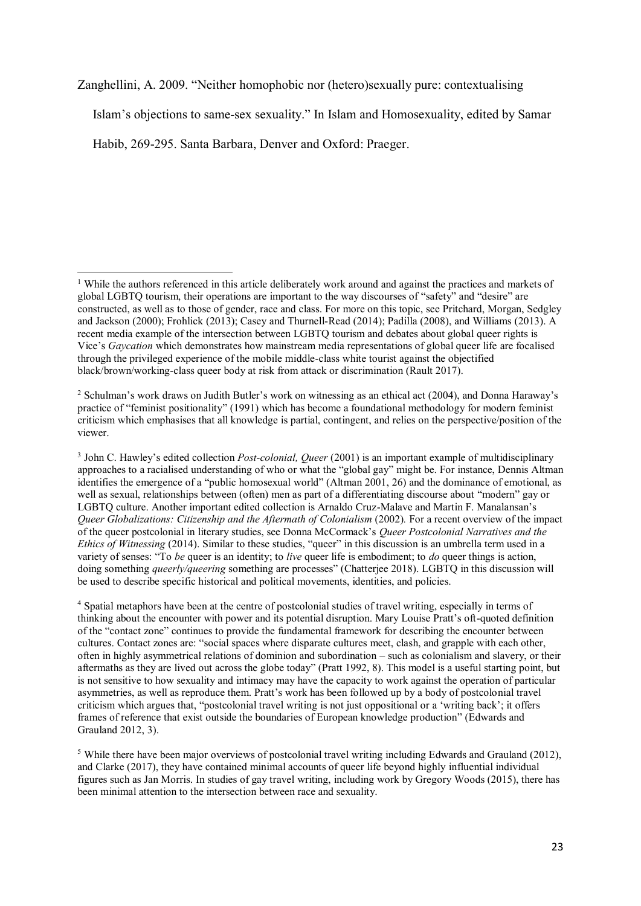Zanghellini, A. 2009. "Neither homophobic nor (hetero)sexually pure: contextualising Islam's objections to same-sex sexuality." In Islam and Homosexuality, edited by Samar Habib, 269-295. Santa Barbara, Denver and Oxford: Praeger.

---

[1] While the authors referenced in this article deliberately work around and against the practices and markets of global LGBTQ tourism, their operations are important to the way discourses of "safety" and "desire" are constructed, as well as to those of gender, race and class. For more on this topic, see Pritchard, Morgan, Sedgley and Jackson (2000); Frohlick (2013); Casey and Thurnell-Read (2014); Padilla (2008), and Williams (2013). A recent media example of the intersection between LGBTQ tourism and debates about global queer rights is Vice's *Gaycation* which demonstrates how mainstream media representations of global queer life are focalised through the privileged experience of the mobile middle-class white tourist against the objectified black/brown/working-class queer body at risk from attack or discrimination (Rault 2017).

[2] Schulman's work draws on Judith Butler's work on witnessing as an ethical act (2004), and Donna Haraway's practice of "feminist positionality" (1991) which has become a foundational methodology for modern feminist criticism which emphasises that all knowledge is partial, contingent, and relies on the perspective/position of the viewer.

[3] John C. Hawley's edited collection *Post-colonial, Queer* (2001) is an important example of multidisciplinary approaches to a racialised understanding of who or what the "global gay" might be. For instance, Dennis Altman identifies the emergence of a "public homosexual world" (Altman 2001, 26) and the dominance of emotional, as well as sexual, relationships between (often) men as part of a differentiating discourse about "modern" gay or LGBTQ culture. Another important edited collection is Arnaldo Cruz-Malave and Martin F. Manalansan's *Queer Globalizations: Citizenship and the Aftermath of Colonialism* (2002)*.* For a recent overview of the impact of the queer postcolonial in literary studies, see Donna McCormack's *Queer Postcolonial Narratives and the Ethics of Witnessing* (2014). Similar to these studies, "queer" in this discussion is an umbrella term used in a variety of senses: "To *be* queer is an identity; to *live* queer life is embodiment; to *do* queer things is action, doing something *queerly/queering* something are processes" (Chatterjee 2018). LGBTQ in this discussion will be used to describe specific historical and political movements, identities, and policies.

[4] Spatial metaphors have been at the centre of postcolonial studies of travel writing, especially in terms of thinking about the encounter with power and its potential disruption. Mary Louise Pratt's oft-quoted definition of the "contact zone" continues to provide the fundamental framework for describing the encounter between cultures. Contact zones are: "social spaces where disparate cultures meet, clash, and grapple with each other, often in highly asymmetrical relations of dominion and subordination – such as colonialism and slavery, or their aftermaths as they are lived out across the globe today" (Pratt 1992, 8). This model is a useful starting point, but is not sensitive to how sexuality and intimacy may have the capacity to work against the operation of particular asymmetries, as well as reproduce them. Pratt's work has been followed up by a body of postcolonial travel criticism which argues that, "postcolonial travel writing is not just oppositional or a 'writing back'; it offers frames of reference that exist outside the boundaries of European knowledge production" (Edwards and Grauland 2012, 3).

[5] While there have been major overviews of postcolonial travel writing including Edwards and Grauland (2012), and Clarke (2017), they have contained minimal accounts of queer life beyond highly influential individual figures such as Jan Morris. In studies of gay travel writing, including work by Gregory Woods (2015), there has been minimal attention to the intersection between race and sexuality.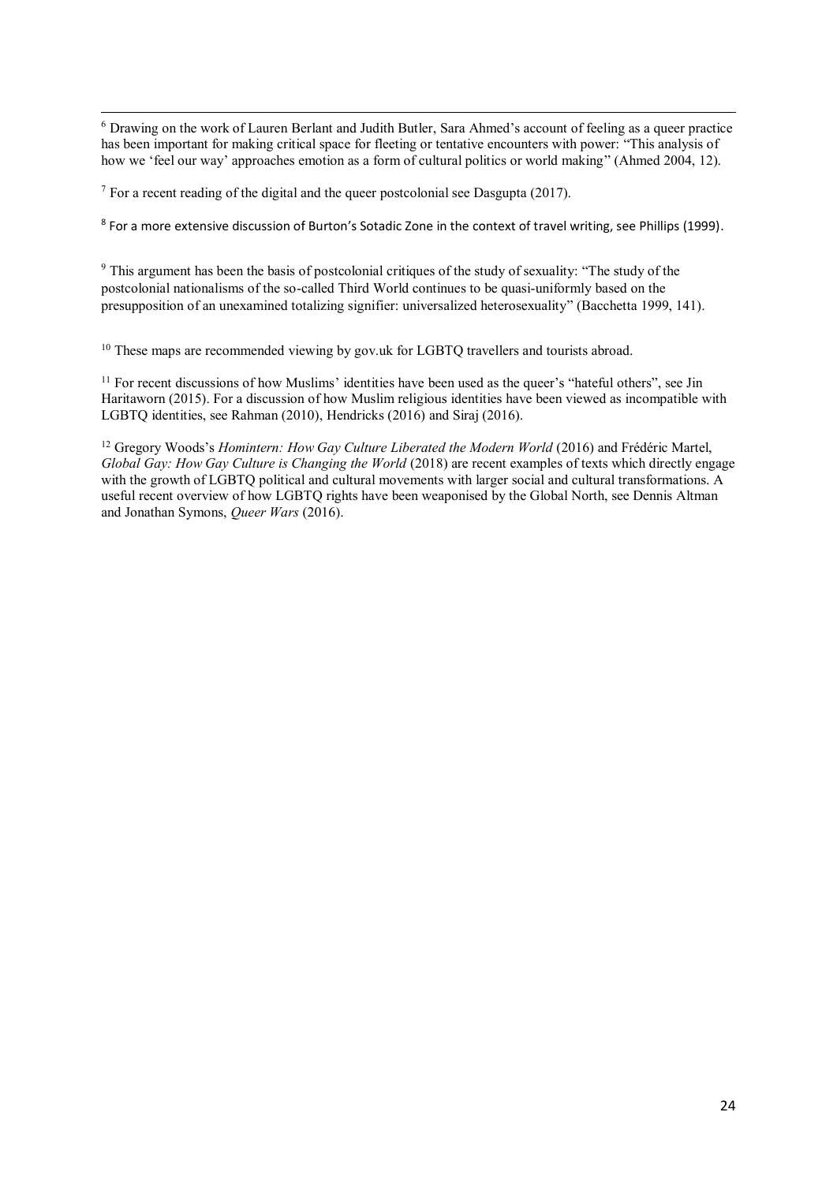[6] Drawing on the work of Lauren Berlant and Judith Butler, Sara Ahmed's account of feeling as a queer practice has been important for making critical space for fleeting or tentative encounters with power: "This analysis of how we 'feel our way' approaches emotion as a form of cultural politics or world making" (Ahmed 2004, 12).

[7] For a recent reading of the digital and the queer postcolonial see Dasgupta (2017).

[8] For a more extensive discussion of Burton's Sotadic Zone in the context of travel writing, see Phillips (1999).

[9] This argument has been the basis of postcolonial critiques of the study of sexuality: "The study of the postcolonial nationalisms of the so-called Third World continues to be quasi-uniformly based on the presupposition of an unexamined totalizing signifier: universalized heterosexuality" (Bacchetta 1999, 141).

[10] These maps are recommended viewing by gov.uk for LGBTQ travellers and tourists abroad.

[11] For recent discussions of how Muslims' identities have been used as the queer's "hateful others", see Jin Haritaworn (2015). For a discussion of how Muslim religious identities have been viewed as incompatible with LGBTQ identities, see Rahman (2010), Hendricks (2016) and Siraj (2016).

[12] Gregory Woods's *Homintern: How Gay Culture Liberated the Modern World* (2016) and Frédéric Martel, *Global Gay: How Gay Culture is Changing the World* (2018) are recent examples of texts which directly engage with the growth of LGBTQ political and cultural movements with larger social and cultural transformations. A useful recent overview of how LGBTQ rights have been weaponised by the Global North, see Dennis Altman and Jonathan Symons, *Queer Wars* (2016).